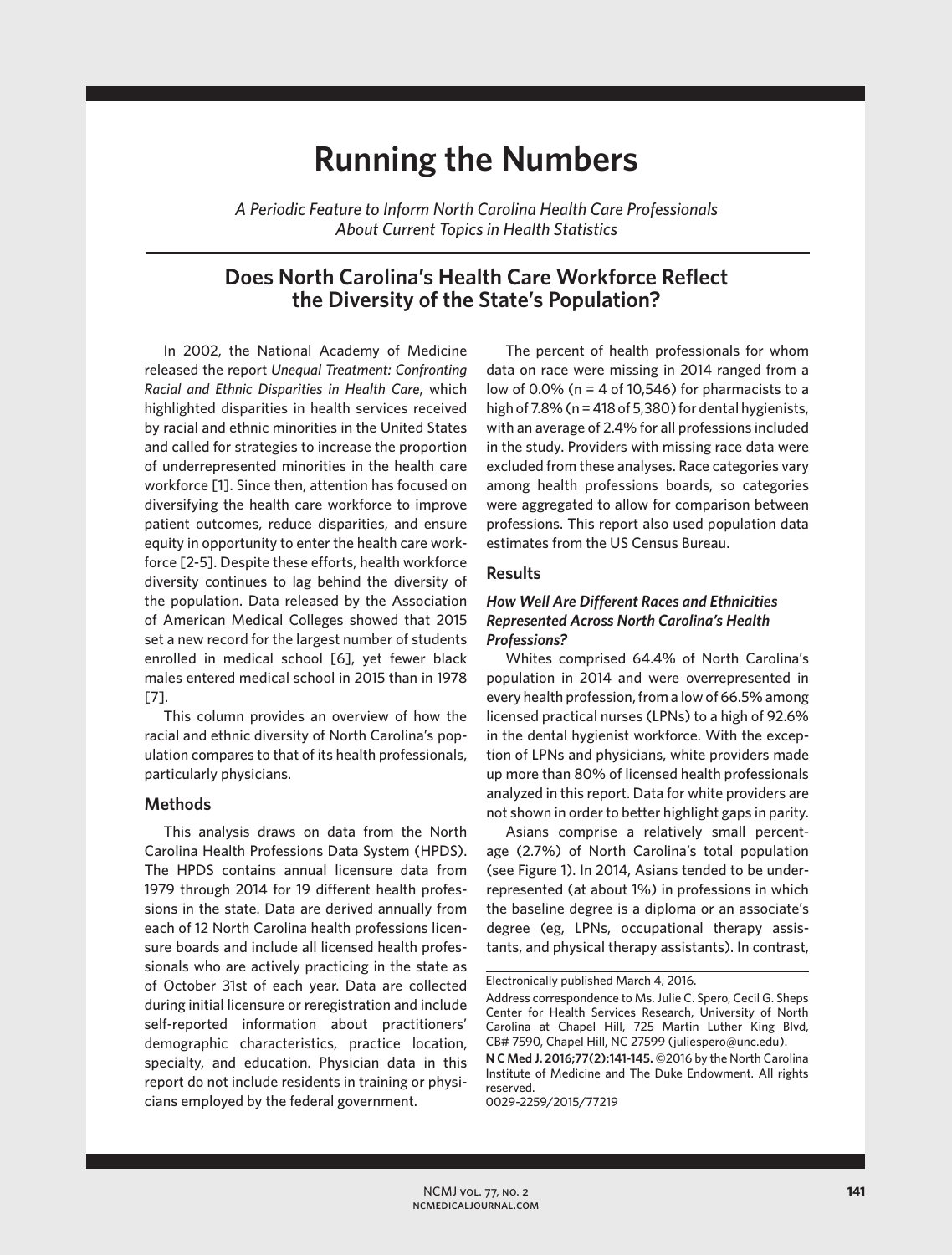# Running the Numbers

*A Periodic Feature to Inform North Carolina Health Care Professionals About Current Topics in Health Statistics*

## Does North Carolina's Health Care Workforce Reflect the Diversity of the State's Population?

In 2002, the National Academy of Medicine released the report *Unequal Treatment: Confronting Racial and Ethnic Disparities in Health Care*, which highlighted disparities in health services received by racial and ethnic minorities in the United States and called for strategies to increase the proportion of underrepresented minorities in the health care workforce [1]. Since then, attention has focused on diversifying the health care workforce to improve patient outcomes, reduce disparities, and ensure equity in opportunity to enter the health care workforce [2-5]. Despite these efforts, health workforce diversity continues to lag behind the diversity of the population. Data released by the Association of American Medical Colleges showed that 2015 set a new record for the largest number of students enrolled in medical school [6], yet fewer black males entered medical school in 2015 than in 1978 [7].

This column provides an overview of how the racial and ethnic diversity of North Carolina's population compares to that of its health professionals, particularly physicians.

### Methods

This analysis draws on data from the North Carolina Health Professions Data System (HPDS). The HPDS contains annual licensure data from 1979 through 2014 for 19 different health professions in the state. Data are derived annually from each of 12 North Carolina health professions licensure boards and include all licensed health professionals who are actively practicing in the state as of October 31st of each year. Data are collected during initial licensure or reregistration and include self-reported information about practitioners' demographic characteristics, practice location, specialty, and education. Physician data in this report do not include residents in training or physicians employed by the federal government.

The percent of health professionals for whom data on race were missing in 2014 ranged from a low of 0.0% (n = 4 of 10,546) for pharmacists to a high of 7.8% (n = 418 of 5,380) for dental hygienists, with an average of 2.4% for all professions included in the study. Providers with missing race data were excluded from these analyses. Race categories vary among health professions boards, so categories were aggregated to allow for comparison between professions. This report also used population data estimates from the US Census Bureau.

### Results

#### *How Well Are Different Races and Ethnicities Represented Across North Carolina's Health Professions?*

Whites comprised 64.4% of North Carolina's population in 2014 and were overrepresented in every health profession, from a low of 66.5% among licensed practical nurses (LPNs) to a high of 92.6% in the dental hygienist workforce. With the exception of LPNs and physicians, white providers made up more than 80% of licensed health professionals analyzed in this report. Data for white providers are not shown in order to better highlight gaps in parity.

Asians comprise a relatively small percentage (2.7%) of North Carolina's total population (see Figure 1). In 2014, Asians tended to be underrepresented (at about 1%) in professions in which the baseline degree is a diploma or an associate's degree (eg, LPNs, occupational therapy assistants, and physical therapy assistants). In contrast,

Electronically published March 4, 2016.

Address correspondence to Ms. Julie C. Spero, Cecil G. Sheps Center for Health Services Research, University of North Carolina at Chapel Hill, 725 Martin Luther King Blvd, CB# 7590, Chapel Hill, NC 27599 (juliespero@unc.edu).

**N C Med J. 2016;77(2):141-145.** ©2016 by the North Carolina Institute of Medicine and The Duke Endowment. All rights reserved.

0029-2259/2015/77219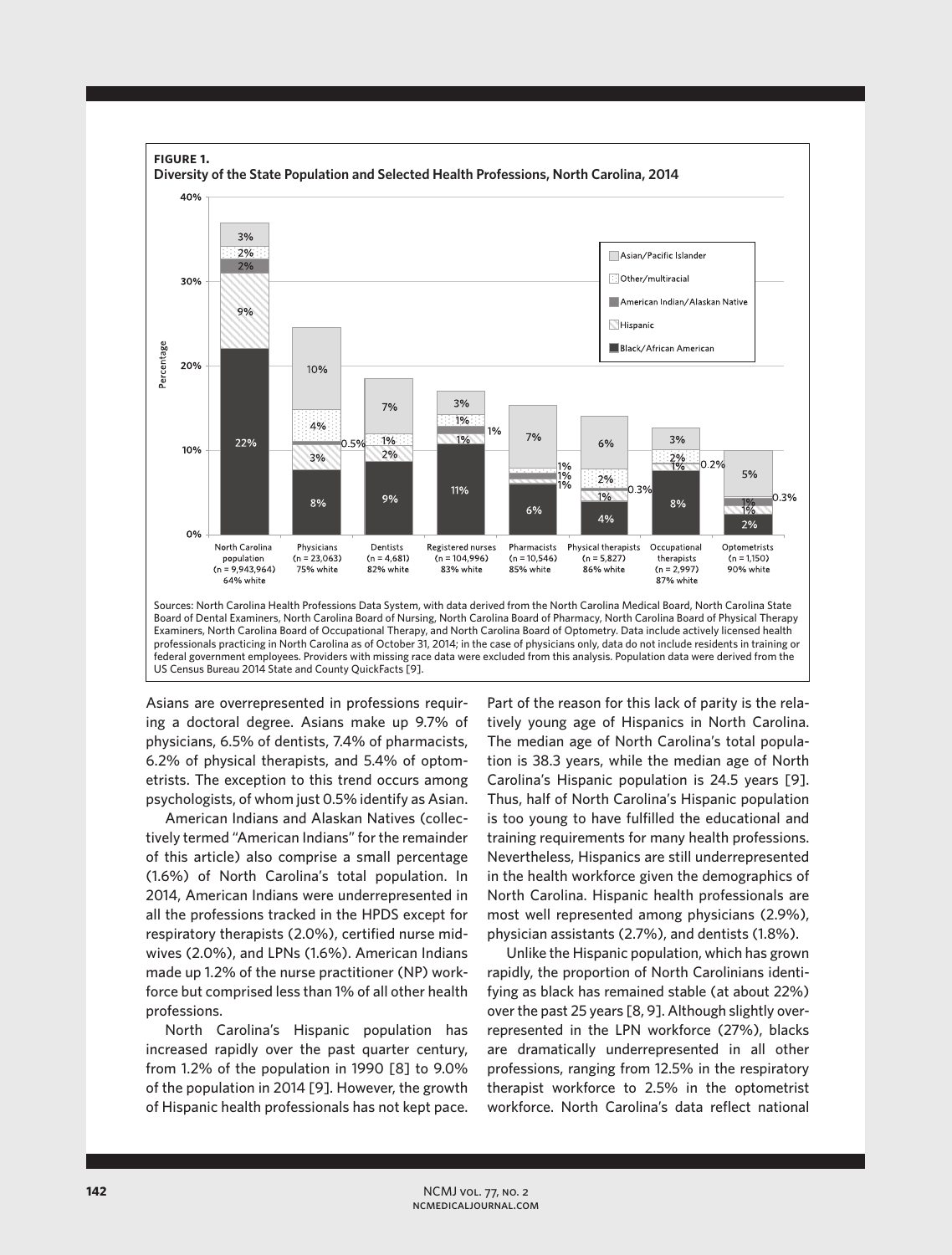**FIGURE 1.**
**Diversity of the State Population and Selected Health Professions, North Carolina, 2014**

| | North Carolina population (n = 9,943,964) 64% white | Physicians (n = 23,063) 75% white | Dentists (n = 4,681) 82% white | Registered nurses (n = 104,996) 83% white | Pharmacists (n = 10,546) 85% white | Physical therapists (n = 5,827) 86% white | Occupational therapists (n = 2,997) 87% white | Optometrists (n = 1,150) 90% white |
|---|---|---|---|---|---|---|---|---|
| Asian/Pacific Islander | 3% | 10% | 7% | 3% | 7% | 6% | 3% | 5% |
| Other/multiracial | 2% | 4% | 1% | 1% | 1% | 2% | 2% | 1% |
| American Indian/Alaskan Native | 2% | 0.5% | | 1% | 1% | 0.3% | 0.2% | 0.3% |
| Hispanic | 9% | 3% | 2% | 1% | 1% | 1% | 1% | 1% |
| Black/African American | 22% | 8% | 9% | 11% | 6% | 4% | 8% | 2% |

Sources: North Carolina Health Professions Data System, with data derived from the North Carolina Medical Board, North Carolina State Board of Dental Examiners, North Carolina Board of Nursing, North Carolina Board of Pharmacy, North Carolina Board of Physical Therapy Examiners, North Carolina Board of Occupational Therapy, and North Carolina Board of Optometry. Data include actively licensed health professionals practicing in North Carolina as of October 31, 2014; in the case of physicians only, data do not include residents in training or federal government employees. Providers with missing race data were excluded from this analysis. Population data were derived from the US Census Bureau 2014 State and County QuickFacts [9].

Asians are overrepresented in professions requiring a doctoral degree. Asians make up 9.7% of physicians, 6.5% of dentists, 7.4% of pharmacists, 6.2% of physical therapists, and 5.4% of optometrists. The exception to this trend occurs among psychologists, of whom just 0.5% identify as Asian.

American Indians and Alaskan Natives (collectively termed "American Indians" for the remainder of this article) also comprise a small percentage (1.6%) of North Carolina's total population. In 2014, American Indians were underrepresented in all the professions tracked in the HPDS except for respiratory therapists (2.0%), certified nurse midwives (2.0%), and LPNs (1.6%). American Indians made up 1.2% of the nurse practitioner (NP) workforce but comprised less than 1% of all other health professions.

North Carolina's Hispanic population has increased rapidly over the past quarter century, from 1.2% of the population in 1990 [8] to 9.0% of the population in 2014 [9]. However, the growth of Hispanic health professionals has not kept pace. Part of the reason for this lack of parity is the relatively young age of Hispanics in North Carolina. The median age of North Carolina's total population is 38.3 years, while the median age of North Carolina's Hispanic population is 24.5 years [9]. Thus, half of North Carolina's Hispanic population is too young to have fulfilled the educational and training requirements for many health professions. Nevertheless, Hispanics are still underrepresented in the health workforce given the demographics of North Carolina. Hispanic health professionals are most well represented among physicians (2.9%), physician assistants (2.7%), and dentists (1.8%).

Unlike the Hispanic population, which has grown rapidly, the proportion of North Carolinians identifying as black has remained stable (at about 22%) over the past 25 years [8, 9]. Although slightly overrepresented in the LPN workforce (27%), blacks are dramatically underrepresented in all other professions, ranging from 12.5% in the respiratory therapist workforce to 2.5% in the optometrist workforce. North Carolina's data reflect national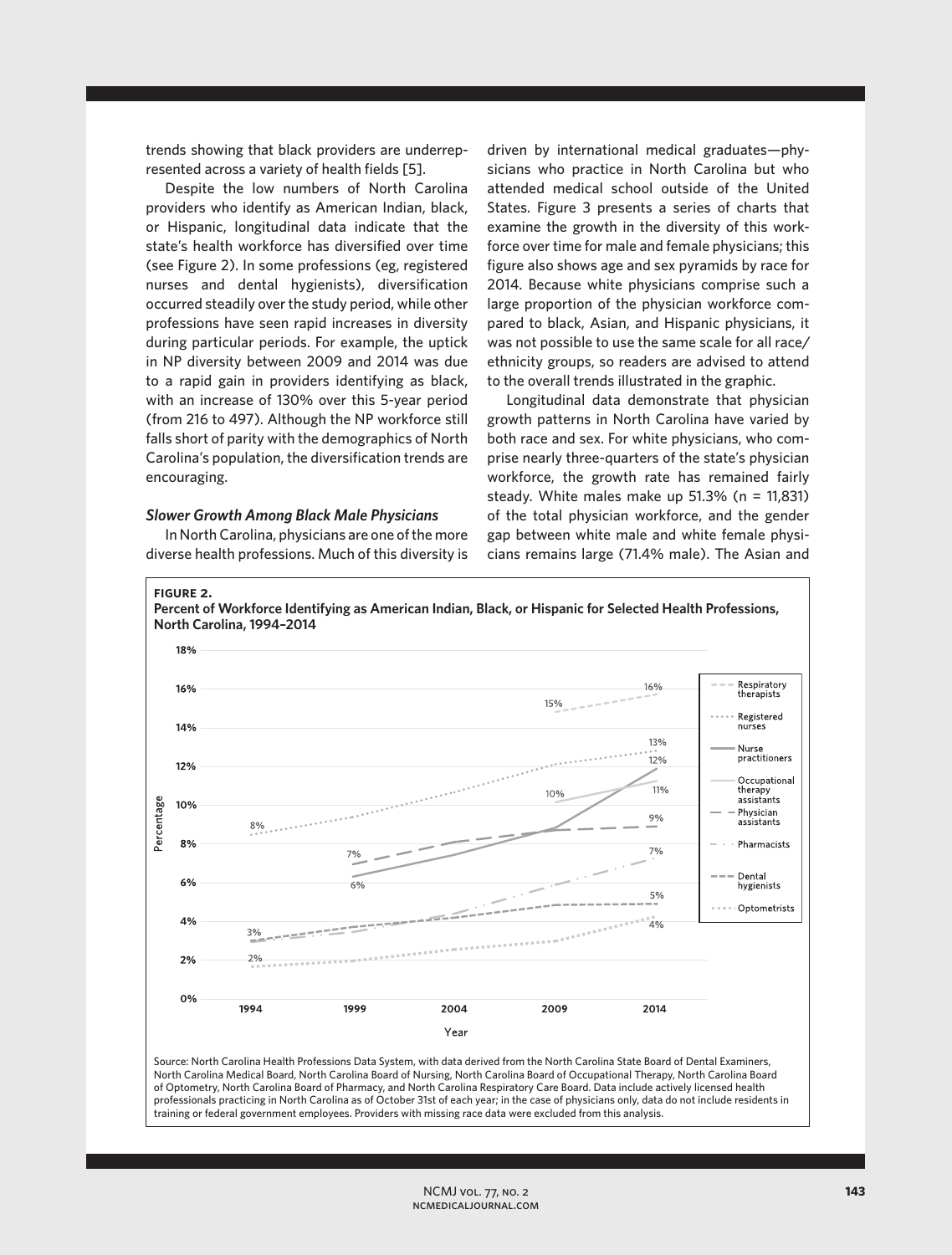trends showing that black providers are underrepresented across a variety of health fields [5].

Despite the low numbers of North Carolina providers who identify as American Indian, black, or Hispanic, longitudinal data indicate that the state's health workforce has diversified over time (see Figure 2). In some professions (eg, registered nurses and dental hygienists), diversification occurred steadily over the study period, while other professions have seen rapid increases in diversity during particular periods. For example, the uptick in NP diversity between 2009 and 2014 was due to a rapid gain in providers identifying as black, with an increase of 130% over this 5-year period (from 216 to 497). Although the NP workforce still falls short of parity with the demographics of North Carolina's population, the diversification trends are encouraging.

### *Slower Growth Among Black Male Physicians*

In North Carolina, physicians are one of the more diverse health professions. Much of this diversity is driven by international medical graduates—physicians who practice in North Carolina but who attended medical school outside of the United States. Figure 3 presents a series of charts that examine the growth in the diversity of this workforce over time for male and female physicians; this figure also shows age and sex pyramids by race for 2014. Because white physicians comprise such a large proportion of the physician workforce compared to black, Asian, and Hispanic physicians, it was not possible to use the same scale for all race/ethnicity groups, so readers are advised to attend to the overall trends illustrated in the graphic.

Longitudinal data demonstrate that physician growth patterns in North Carolina have varied by both race and sex. For white physicians, who comprise nearly three-quarters of the state's physician workforce, the growth rate has remained fairly steady. White males make up 51.3% (n = 11,831) of the total physician workforce, and the gender gap between white male and white female physicians remains large (71.4% male). The Asian and

**FIGURE 2.**
**Percent of Workforce Identifying as American Indian, Black, or Hispanic for Selected Health Professions, North Carolina, 1994–2014**

Source: North Carolina Health Professions Data System, with data derived from the North Carolina State Board of Dental Examiners, North Carolina Medical Board, North Carolina Board of Nursing, North Carolina Board of Occupational Therapy, North Carolina Board of Optometry, North Carolina Board of Pharmacy, and North Carolina Respiratory Care Board. Data include actively licensed health professionals practicing in North Carolina as of October 31st of each year; in the case of physicians only, data do not include residents in training or federal government employees. Providers with missing race data were excluded from this analysis.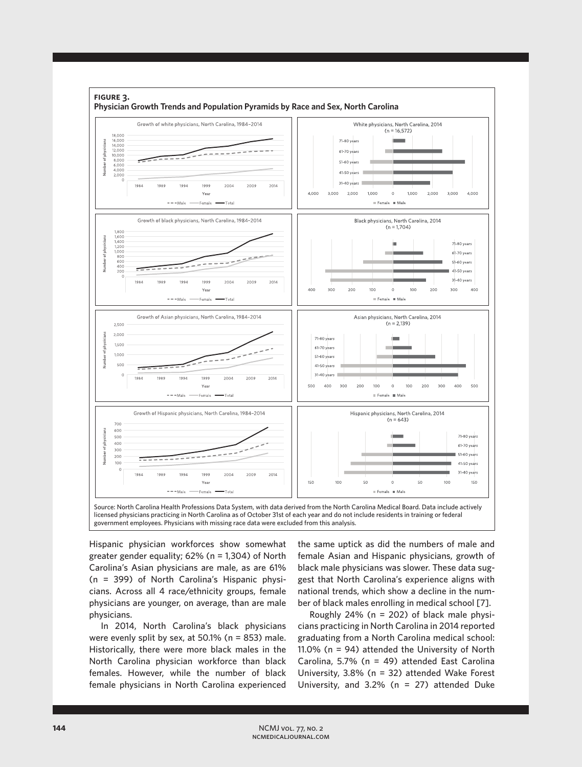**FIGURE 3.**
**Physician Growth Trends and Population Pyramids by Race and Sex, North Carolina**

Source: North Carolina Health Professions Data System, with data derived from the North Carolina Medical Board. Data include actively licensed physicians practicing in North Carolina as of October 31st of each year and do not include residents in training or federal government employees. Physicians with missing race data were excluded from this analysis.

Hispanic physician workforces show somewhat greater gender equality; 62% (n = 1,304) of North Carolina's Asian physicians are male, as are 61% (n = 399) of North Carolina's Hispanic physicians. Across all 4 race/ethnicity groups, female physicians are younger, on average, than are male physicians.

In 2014, North Carolina's black physicians were evenly split by sex, at 50.1% (n = 853) male. Historically, there were more black males in the North Carolina physician workforce than black females. However, while the number of black female physicians in North Carolina experienced the same uptick as did the numbers of male and female Asian and Hispanic physicians, growth of black male physicians was slower. These data suggest that North Carolina's experience aligns with national trends, which show a decline in the number of black males enrolling in medical school [7].

Roughly 24% (n = 202) of black male physicians practicing in North Carolina in 2014 reported graduating from a North Carolina medical school: 11.0% (n = 94) attended the University of North Carolina, 5.7% (n = 49) attended East Carolina University, 3.8% (n = 32) attended Wake Forest University, and 3.2% (n = 27) attended Duke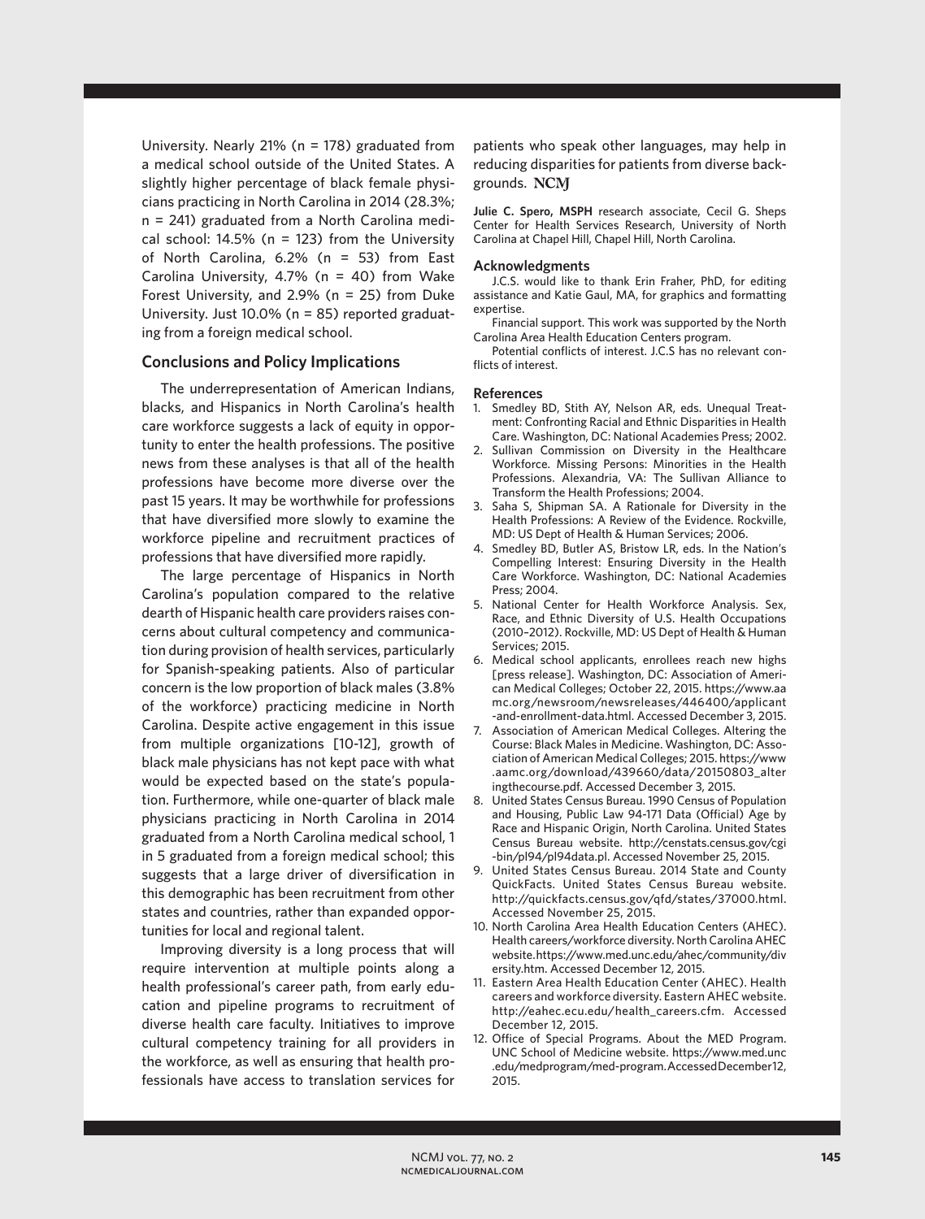University. Nearly 21% (n = 178) graduated from a medical school outside of the United States. A slightly higher percentage of black female physicians practicing in North Carolina in 2014 (28.3%; n = 241) graduated from a North Carolina medical school: 14.5% (n = 123) from the University of North Carolina, 6.2% (n = 53) from East Carolina University, 4.7% (n = 40) from Wake Forest University, and 2.9% (n = 25) from Duke University. Just 10.0% (n = 85) reported graduating from a foreign medical school.

## Conclusions and Policy Implications

The underrepresentation of American Indians, blacks, and Hispanics in North Carolina's health care workforce suggests a lack of equity in opportunity to enter the health professions. The positive news from these analyses is that all of the health professions have become more diverse over the past 15 years. It may be worthwhile for professions that have diversified more slowly to examine the workforce pipeline and recruitment practices of professions that have diversified more rapidly.

The large percentage of Hispanics in North Carolina's population compared to the relative dearth of Hispanic health care providers raises concerns about cultural competency and communication during provision of health services, particularly for Spanish-speaking patients. Also of particular concern is the low proportion of black males (3.8% of the workforce) practicing medicine in North Carolina. Despite active engagement in this issue from multiple organizations [10-12], growth of black male physicians has not kept pace with what would be expected based on the state's population. Furthermore, while one-quarter of black male physicians practicing in North Carolina in 2014 graduated from a North Carolina medical school, 1 in 5 graduated from a foreign medical school; this suggests that a large driver of diversification in this demographic has been recruitment from other states and countries, rather than expanded opportunities for local and regional talent.

Improving diversity is a long process that will require intervention at multiple points along a health professional's career path, from early education and pipeline programs to recruitment of diverse health care faculty. Initiatives to improve cultural competency training for all providers in the workforce, as well as ensuring that health professionals have access to translation services for patients who speak other languages, may help in reducing disparities for patients from diverse backgrounds. **NCMJ**

**Julie C. Spero, MSPH** research associate, Cecil G. Sheps Center for Health Services Research, University of North Carolina at Chapel Hill, Chapel Hill, North Carolina.

### Acknowledgments

J.C.S. would like to thank Erin Fraher, PhD, for editing assistance and Katie Gaul, MA, for graphics and formatting expertise.

Financial support. This work was supported by the North Carolina Area Health Education Centers program.

Potential conflicts of interest. J.C.S has no relevant conflicts of interest.

### References

1. Smedley BD, Stith AY, Nelson AR, eds. Unequal Treatment: Confronting Racial and Ethnic Disparities in Health Care. Washington, DC: National Academies Press; 2002.
2. Sullivan Commission on Diversity in the Healthcare Workforce. Missing Persons: Minorities in the Health Professions. Alexandria, VA: The Sullivan Alliance to Transform the Health Professions; 2004.
3. Saha S, Shipman SA. A Rationale for Diversity in the Health Professions: A Review of the Evidence. Rockville, MD: US Dept of Health & Human Services; 2006.
4. Smedley BD, Butler AS, Bristow LR, eds. In the Nation's Compelling Interest: Ensuring Diversity in the Health Care Workforce. Washington, DC: National Academies Press; 2004.
5. National Center for Health Workforce Analysis. Sex, Race, and Ethnic Diversity of U.S. Health Occupations (2010–2012). Rockville, MD: US Dept of Health & Human Services; 2015.
6. Medical school applicants, enrollees reach new highs [press release]. Washington, DC: Association of American Medical Colleges; October 22, 2015. https://www.aamc.org/newsroom/newsreleases/446400/applicant-and-enrollment-data.html. Accessed December 3, 2015.
7. Association of American Medical Colleges. Altering the Course: Black Males in Medicine. Washington, DC: Association of American Medical Colleges; 2015. https://www.aamc.org/download/439660/data/20150803_alteringthecourse.pdf. Accessed December 3, 2015.
8. United States Census Bureau. 1990 Census of Population and Housing, Public Law 94-171 Data (Official) Age by Race and Hispanic Origin, North Carolina. United States Census Bureau website. http://censtats.census.gov/cgi-bin/pl94/pl94data.pl. Accessed November 25, 2015.
9. United States Census Bureau. 2014 State and County QuickFacts. United States Census Bureau website. http://quickfacts.census.gov/qfd/states/37000.html. Accessed November 25, 2015.
10. North Carolina Area Health Education Centers (AHEC). Health careers/workforce diversity. North Carolina AHEC website.https://www.med.unc.edu/ahec/community/diversity.htm. Accessed December 12, 2015.
11. Eastern Area Health Education Center (AHEC). Health careers and workforce diversity. Eastern AHEC website. http://eahec.ecu.edu/health_careers.cfm. Accessed December 12, 2015.
12. Office of Special Programs. About the MED Program. UNC School of Medicine website. https://www.med.unc.edu/medprogram/med-program.AccessedDecember12, 2015.